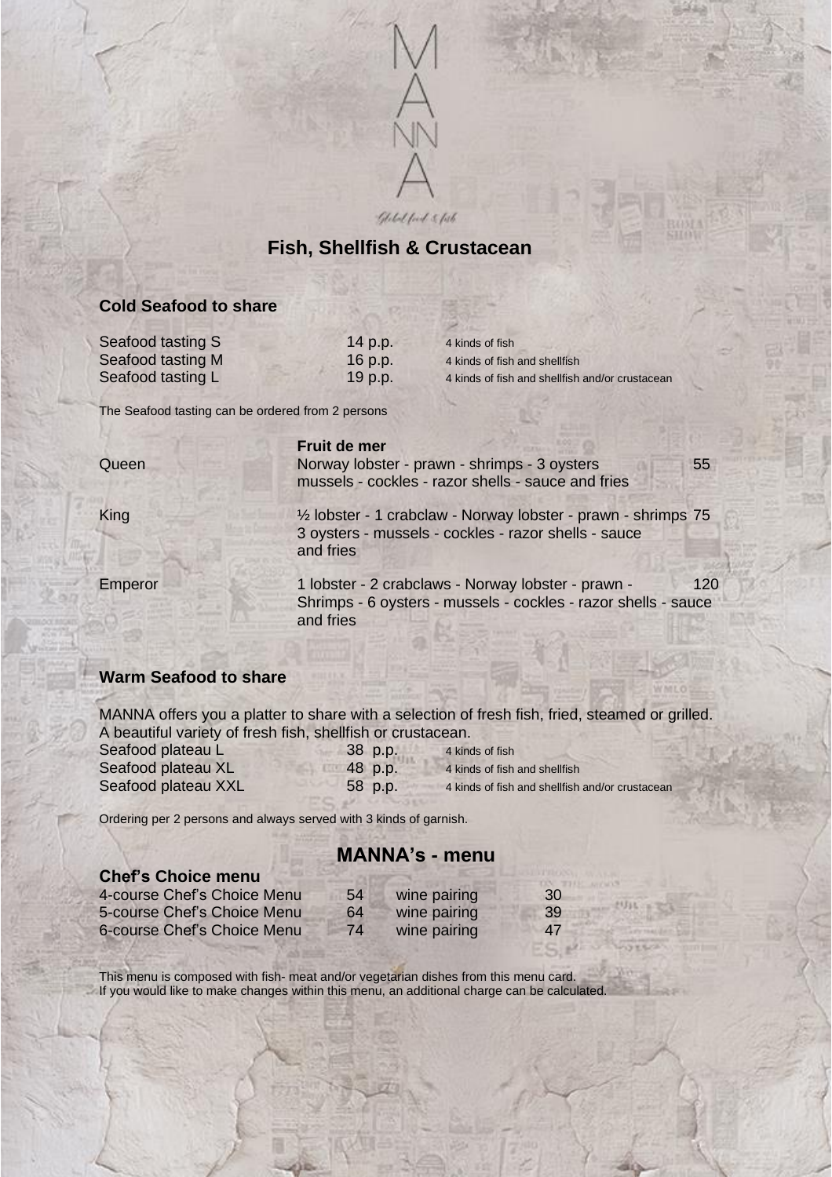# MANNA

*Global food & fish*

## Fish, Shellfish & Crustacean

### Cold Seafood to share

| | | |
|---|---|---|
| Seafood tasting S | 14 p.p. | 4 kinds of fish |
| Seafood tasting M | 16 p.p. | 4 kinds of fish and shellfish |
| Seafood tasting L | 19 p.p. | 4 kinds of fish and shellfish and/or crustacean |

The Seafood tasting can be ordered from 2 persons

| | Fruit de mer | |
|---|---|---|
| Queen | Norway lobster - prawn - shrimps - 3 oysters mussels - cockles - razor shells - sauce and fries | 55 |
| King | ½ lobster - 1 crabclaw - Norway lobster - prawn - shrimps 3 oysters - mussels - cockles - razor shells - sauce and fries | 75 |
| Emperor | 1 lobster - 2 crabclaws - Norway lobster - prawn - Shrimps - 6 oysters - mussels - cockles - razor shells - sauce and fries | 120 |

### Warm Seafood to share

MANNA offers you a platter to share with a selection of fresh fish, fried, steamed or grilled. A beautiful variety of fresh fish, shellfish or crustacean.

| | | |
|---|---|---|
| Seafood plateau L | 38 p.p. | 4 kinds of fish |
| Seafood plateau XL | 48 p.p. | 4 kinds of fish and shellfish |
| Seafood plateau XXL | 58 p.p. | 4 kinds of fish and shellfish and/or crustacean |

Ordering per 2 persons and always served with 3 kinds of garnish.

## MANNA's - menu

### Chef's Choice menu

| | | | |
|---|---|---|---|
| 4-course Chef's Choice Menu | 54 | wine pairing | 30 |
| 5-course Chef's Choice Menu | 64 | wine pairing | 39 |
| 6-course Chef's Choice Menu | 74 | wine pairing | 47 |

This menu is composed with fish- meat and/or vegetarian dishes from this menu card.
If you would like to make changes within this menu, an additional charge can be calculated.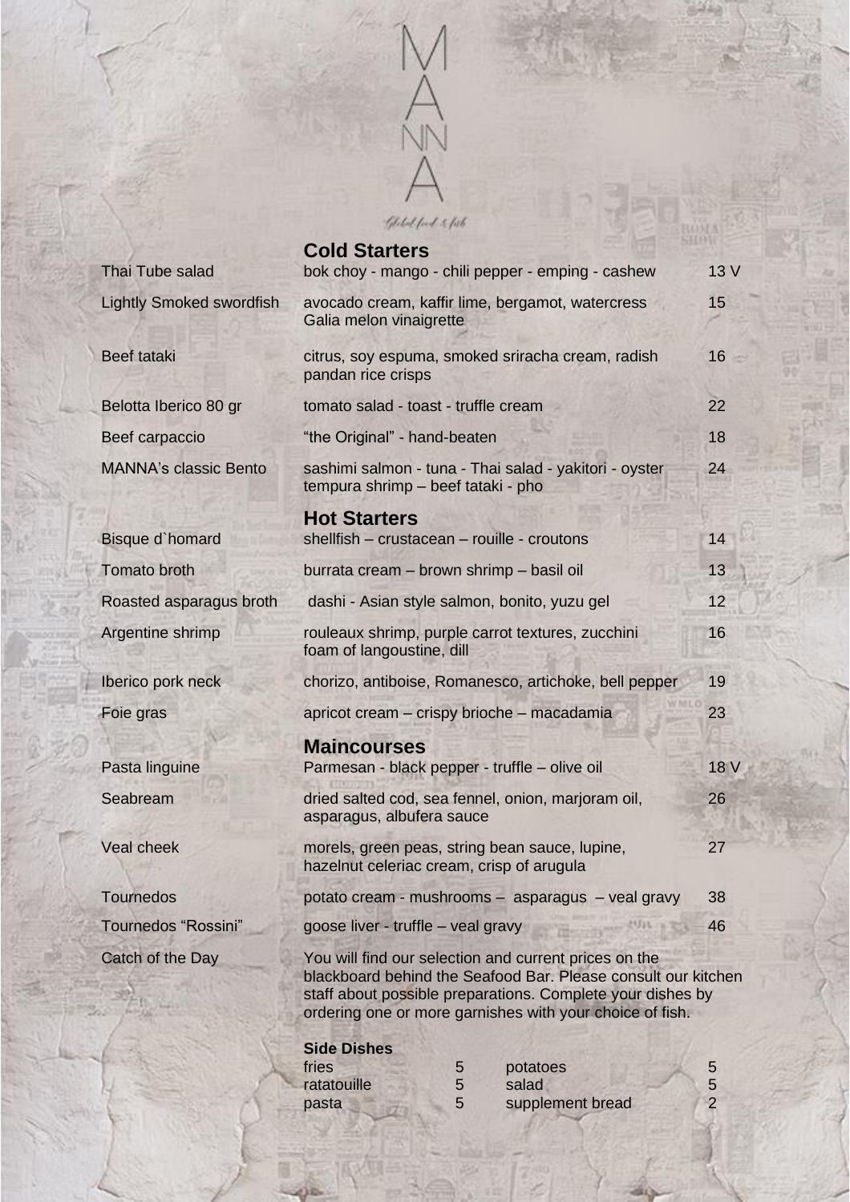# MANNA

Global food & fish

## Cold Starters

| Dish | Description | Price |
|---|---|---|
| Thai Tube salad | bok choy - mango - chili pepper - emping - cashew | 13 V |
| Lightly Smoked swordfish | avocado cream, kaffir lime, bergamot, watercress Galia melon vinaigrette | 15 |
| Beef tataki | citrus, soy espuma, smoked sriracha cream, radish pandan rice crisps | 16 |
| Belotta Iberico 80 gr | tomato salad - toast - truffle cream | 22 |
| Beef carpaccio | "the Original" - hand-beaten | 18 |
| MANNA's classic Bento | sashimi salmon - tuna - Thai salad - yakitori - oyster tempura shrimp – beef tataki - pho | 24 |

## Hot Starters

| Dish | Description | Price |
|---|---|---|
| Bisque d`homard | shellfish – crustacean – rouille - croutons | 14 |
| Tomato broth | burrata cream – brown shrimp – basil oil | 13 |
| Roasted asparagus broth | dashi - Asian style salmon, bonito, yuzu gel | 12 |
| Argentine shrimp | rouleaux shrimp, purple carrot textures, zucchini foam of langoustine, dill | 16 |
| Iberico pork neck | chorizo, antiboise, Romanesco, artichoke, bell pepper | 19 |
| Foie gras | apricot cream – crispy brioche – macadamia | 23 |

## Maincourses

| Dish | Description | Price |
|---|---|---|
| Pasta linguine | Parmesan - black pepper - truffle – olive oil | 18 V |
| Seabream | dried salted cod, sea fennel, onion, marjoram oil, asparagus, albufera sauce | 26 |
| Veal cheek | morels, green peas, string bean sauce, lupine, hazelnut celeriac cream, crisp of arugula | 27 |
| Tournedos | potato cream - mushrooms – asparagus – veal gravy | 38 |
| Tournedos "Rossini" | goose liver - truffle – veal gravy | 46 |

**Catch of the Day**

You will find our selection and current prices on the blackboard behind the Seafood Bar. Please consult our kitchen staff about possible preparations. Complete your dishes by ordering one or more garnishes with your choice of fish.

### Side Dishes

| Side | Price | Side | Price |
|---|---|---|---|
| fries | 5 | potatoes | 5 |
| ratatouille | 5 | salad | 5 |
| pasta | 5 | supplement bread | 2 |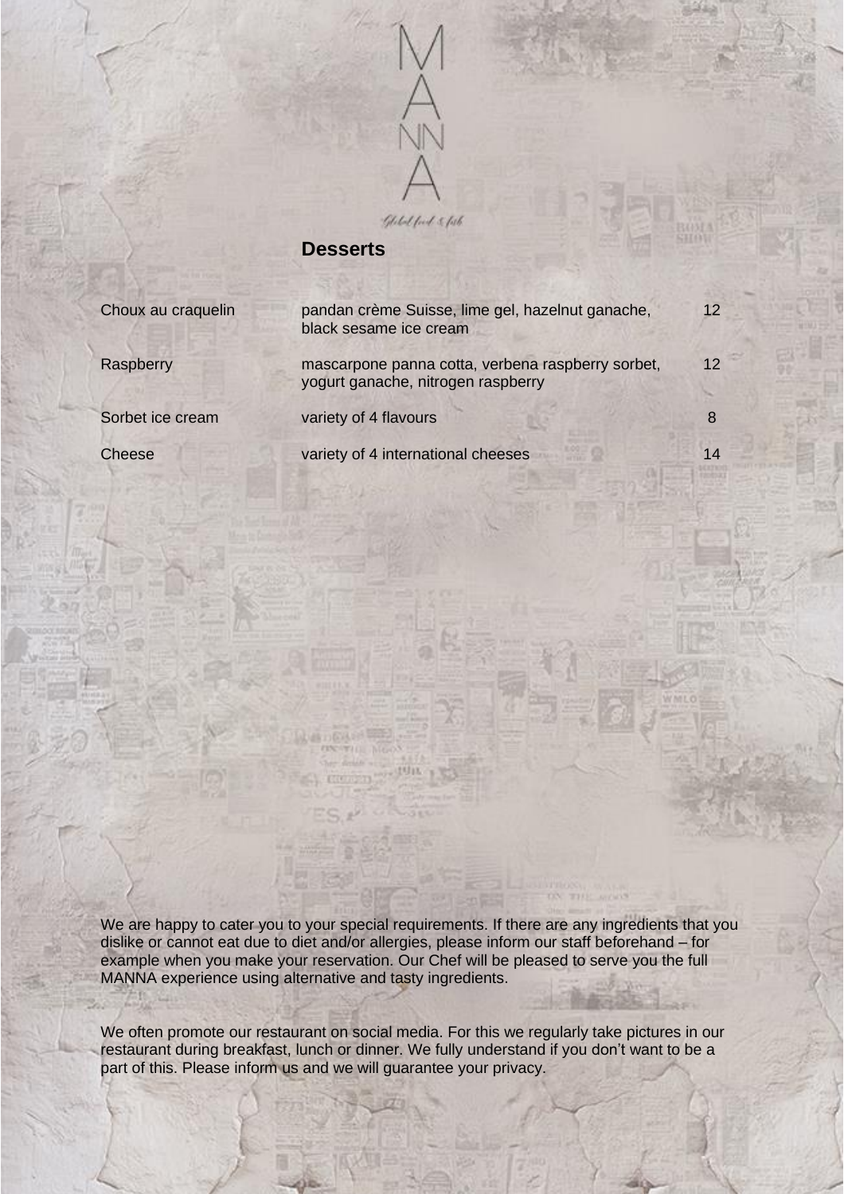MANNA

*Global food & fish*

## Desserts

| | | |
|---|---|---|
| Choux au craquelin | pandan crème Suisse, lime gel, hazelnut ganache, black sesame ice cream | 12 |
| Raspberry | mascarpone panna cotta, verbena raspberry sorbet, yogurt ganache, nitrogen raspberry | 12 |
| Sorbet ice cream | variety of 4 flavours | 8 |
| Cheese | variety of 4 international cheeses | 14 |

We are happy to cater you to your special requirements. If there are any ingredients that you dislike or cannot eat due to diet and/or allergies, please inform our staff beforehand – for example when you make your reservation. Our Chef will be pleased to serve you the full MANNA experience using alternative and tasty ingredients.

We often promote our restaurant on social media. For this we regularly take pictures in our restaurant during breakfast, lunch or dinner. We fully understand if you don't want to be a part of this. Please inform us and we will guarantee your privacy.